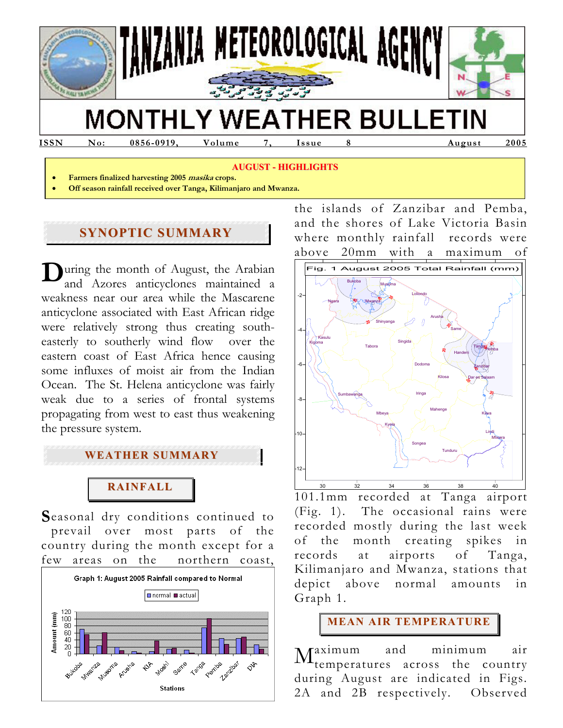# TANZANIA METEOROLOGICAL AGENCY

# MONTHLY WEATHER BULLETIN

**ISSN No: 0856-0919, Volume 7, Issue 8 August 2005**

**AUGUST - HIGHLIGHTS**

- **Farmers finalized harvesting 2005 *masika* crops.**
- **Off season rainfall received over Tanga, Kilimanjaro and Mwanza.**

## SYNOPTIC SUMMARY

During the month of August, the Arabian and Azores anticyclones maintained a weakness near our area while the Mascarene anticyclone associated with East African ridge were relatively strong thus creating south-easterly to southerly wind flow over the eastern coast of East Africa hence causing some influxes of moist air from the Indian Ocean. The St. Helena anticyclone was fairly weak due to a series of frontal systems propagating from west to east thus weakening the pressure system.

## WEATHER SUMMARY

### RAINFALL

Seasonal dry conditions continued to prevail over most parts of the country during the month except for a few areas on the northern coast, the islands of Zanzibar and Pemba, and the shores of Lake Victoria Basin where monthly rainfall records were above 20mm with a maximum of 101.1mm recorded at Tanga airport (Fig. 1). The occasional rains were recorded mostly during the last week of the month creating spikes in records at airports of Tanga, Kilimanjaro and Mwanza, stations that depict above normal amounts in Graph 1.

Fig. 1 August 2005 Total Rainfall (mm)

Graph 1: August 2005 Rainfall compared to Normal

### MEAN AIR TEMPERATURE

Maximum and minimum air temperatures across the country during August are indicated in Figs. 2A and 2B respectively. Observed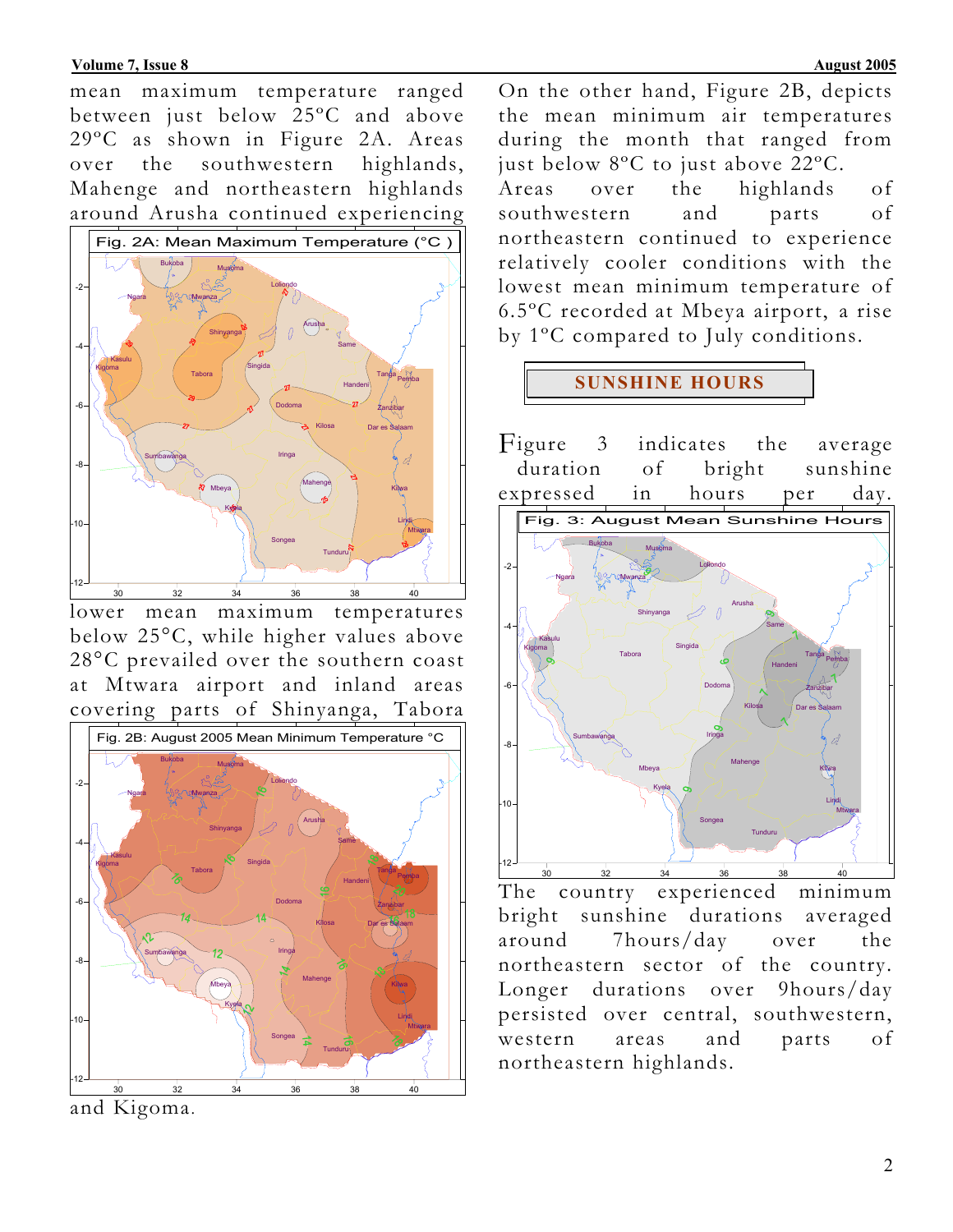mean maximum temperature ranged between just below 25ºC and above 29ºC as shown in Figure 2A. Areas over the southwestern highlands, Mahenge and northeastern highlands around Arusha continued experiencing lower mean maximum temperatures below 25°C, while higher values above 28°C prevailed over the southern coast at Mtwara airport and inland areas covering parts of Shinyanga, Tabora and Kigoma.

Fig. 2A: Mean Maximum Temperature (°C )

Fig. 2B: August 2005 Mean Minimum Temperature °C

On the other hand, Figure 2B, depicts the mean minimum air temperatures during the month that ranged from just below 8ºC to just above 22ºC. Areas over the highlands of southwestern and parts of northeastern continued to experience relatively cooler conditions with the lowest mean minimum temperature of 6.5ºC recorded at Mbeya airport, a rise by 1ºC compared to July conditions.

## SUNSHINE HOURS

Figure 3 indicates the average duration of bright sunshine expressed in hours per day.

Fig. 3: August Mean Sunshine Hours

The country experienced minimum bright sunshine durations averaged around 7hours/day over the northeastern sector of the country. Longer durations over 9hours/day persisted over central, southwestern, western areas and parts of northeastern highlands.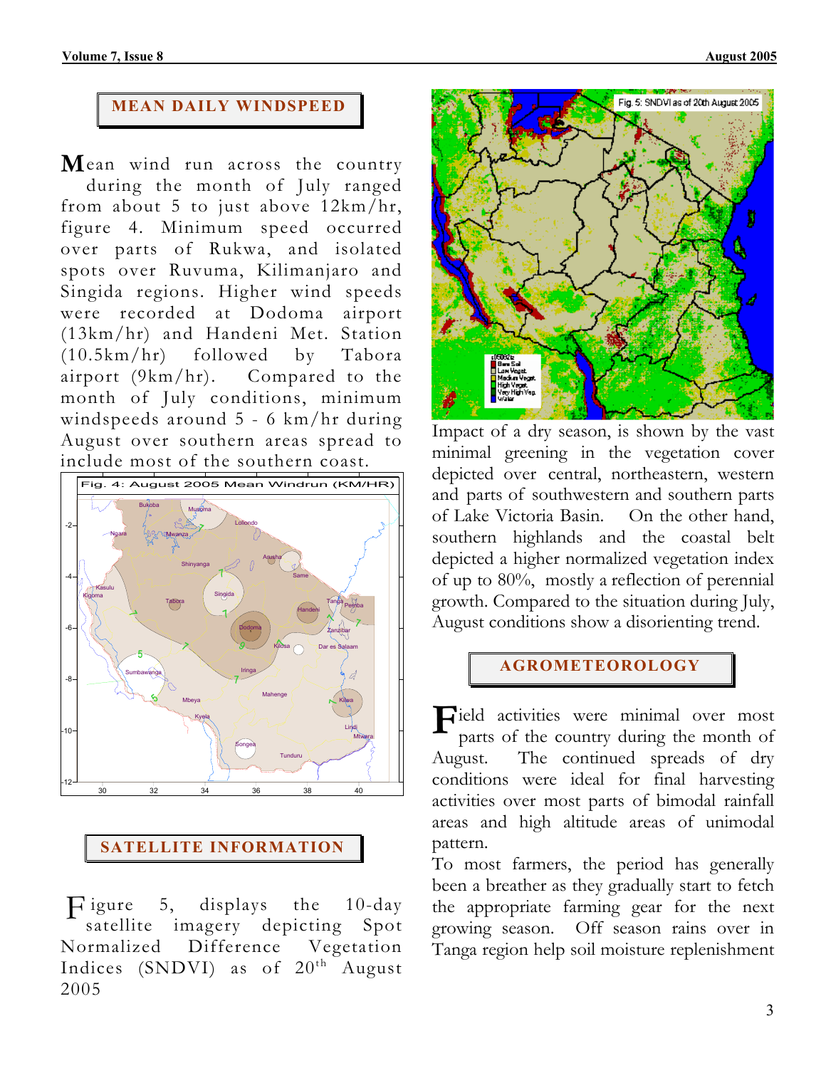## MEAN DAILY WINDSPEED

Mean wind run across the country during the month of July ranged from about 5 to just above 12km/hr, figure 4. Minimum speed occurred over parts of Rukwa, and isolated spots over Ruvuma, Kilimanjaro and Singida regions. Higher wind speeds were recorded at Dodoma airport (13km/hr) and Handeni Met. Station (10.5km/hr) followed by Tabora airport (9km/hr). Compared to the month of July conditions, minimum windspeeds around 5 - 6 km/hr during August over southern areas spread to include most of the southern coast.

Fig. 4: August 2005 Mean Windrun (KM/HR)

## SATELLITE INFORMATION

Figure 5, displays the 10-day satellite imagery depicting Spot Normalized Difference Vegetation Indices (SNDVI) as of 20[th] August 2005

Fig. 5: SNDVI as of 20th August 2005

Impact of a dry season, is shown by the vast minimal greening in the vegetation cover depicted over central, northeastern, western and parts of southwestern and southern parts of Lake Victoria Basin. On the other hand, southern highlands and the coastal belt depicted a higher normalized vegetation index of up to 80%, mostly a reflection of perennial growth. Compared to the situation during July, August conditions show a disorienting trend.

## AGROMETEOROLOGY

Field activities were minimal over most parts of the country during the month of August. The continued spreads of dry conditions were ideal for final harvesting activities over most parts of bimodal rainfall areas and high altitude areas of unimodal pattern.

To most farmers, the period has generally been a breather as they gradually start to fetch the appropriate farming gear for the next growing season. Off season rains over in Tanga region help soil moisture replenishment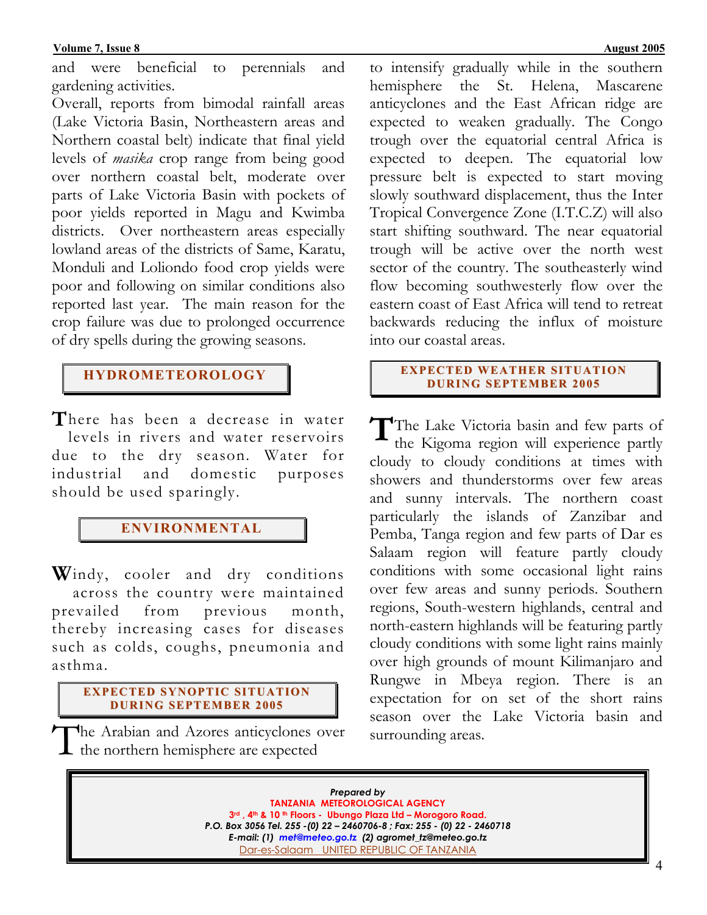and were beneficial to perennials and gardening activities.

Overall, reports from bimodal rainfall areas (Lake Victoria Basin, Northeastern areas and Northern coastal belt) indicate that final yield levels of *masika* crop range from being good over northern coastal belt, moderate over parts of Lake Victoria Basin with pockets of poor yields reported in Magu and Kwimba districts. Over northeastern areas especially lowland areas of the districts of Same, Karatu, Monduli and Loliondo food crop yields were poor and following on similar conditions also reported last year. The main reason for the crop failure was due to prolonged occurrence of dry spells during the growing seasons.

## HYDROMETEOROLOGY

There has been a decrease in water levels in rivers and water reservoirs due to the dry season. Water for industrial and domestic purposes should be used sparingly.

## ENVIRONMENTAL

Windy, cooler and dry conditions across the country were maintained prevailed from previous month, thereby increasing cases for diseases such as colds, coughs, pneumonia and asthma.

## EXPECTED SYNOPTIC SITUATION DURING SEPTEMBER 2005

The Arabian and Azores anticyclones over the northern hemisphere are expected to intensify gradually while in the southern hemisphere the St. Helena, Mascarene anticyclones and the East African ridge are expected to weaken gradually. The Congo trough over the equatorial central Africa is expected to deepen. The equatorial low pressure belt is expected to start moving slowly southward displacement, thus the Inter Tropical Convergence Zone (I.T.C.Z) will also start shifting southward. The near equatorial trough will be active over the north west sector of the country. The southeasterly wind flow becoming southwesterly flow over the eastern coast of East Africa will tend to retreat backwards reducing the influx of moisture into our coastal areas.

## EXPECTED WEATHER SITUATION DURING SEPTEMBER 2005

The Lake Victoria basin and few parts of the Kigoma region will experience partly cloudy to cloudy conditions at times with showers and thunderstorms over few areas and sunny intervals. The northern coast particularly the islands of Zanzibar and Pemba, Tanga region and few parts of Dar es Salaam region will feature partly cloudy conditions with some occasional light rains over few areas and sunny periods. Southern regions, South-western highlands, central and north-eastern highlands will be featuring partly cloudy conditions with some light rains mainly over high grounds of mount Kilimanjaro and Rungwe in Mbeya region. There is an expectation for on set of the short rains season over the Lake Victoria basin and surrounding areas.

*Prepared by*

**TANZANIA METEOROLOGICAL AGENCY**

**3rd , 4th & 10 th Floors - Ubungo Plaza Ltd – Morogoro Road.**

***P.O. Box 3056 Tel. 255 -(0) 22 – 2460706-8 ; Fax: 255 - (0) 22 - 2460718***

***E-mail: (1) met@meteo.go.tz (2) agromet_tz@meteo.go.tz***

Dar-es-Salaam UNITED REPUBLIC OF TANZANIA